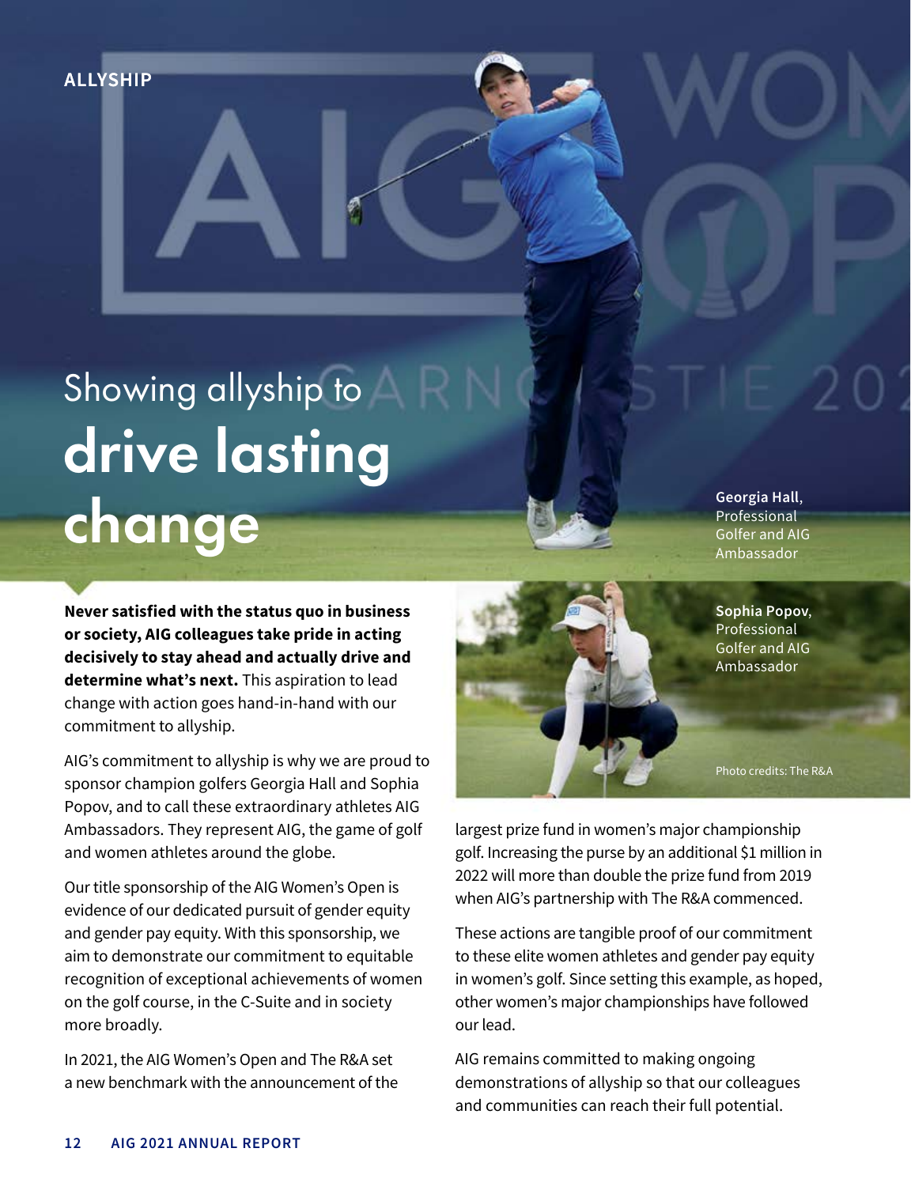ALLYSHIP

# Showing allyship to **drive lasting change**

**Georgia Hall**, Professional Golfer and AIG Ambassador

**Sophia Popov**, Professional Golfer and AIG Ambassador

Photo credits: The R&A

**Never satisfied with the status quo in business or society, AIG colleagues take pride in acting decisively to stay ahead and actually drive and determine what's next.** This aspiration to lead change with action goes hand-in-hand with our commitment to allyship.

AIG's commitment to allyship is why we are proud to sponsor champion golfers Georgia Hall and Sophia Popov, and to call these extraordinary athletes AIG Ambassadors. They represent AIG, the game of golf and women athletes around the globe.

Our title sponsorship of the AIG Women's Open is evidence of our dedicated pursuit of gender equity and gender pay equity. With this sponsorship, we aim to demonstrate our commitment to equitable recognition of exceptional achievements of women on the golf course, in the C-Suite and in society more broadly.

In 2021, the AIG Women's Open and The R&A set a new benchmark with the announcement of the largest prize fund in women's major championship golf. Increasing the purse by an additional $1 million in 2022 will more than double the prize fund from 2019 when AIG's partnership with The R&A commenced.

These actions are tangible proof of our commitment to these elite women athletes and gender pay equity in women's golf. Since setting this example, as hoped, other women's major championships have followed our lead.

AIG remains committed to making ongoing demonstrations of allyship so that our colleagues and communities can reach their full potential.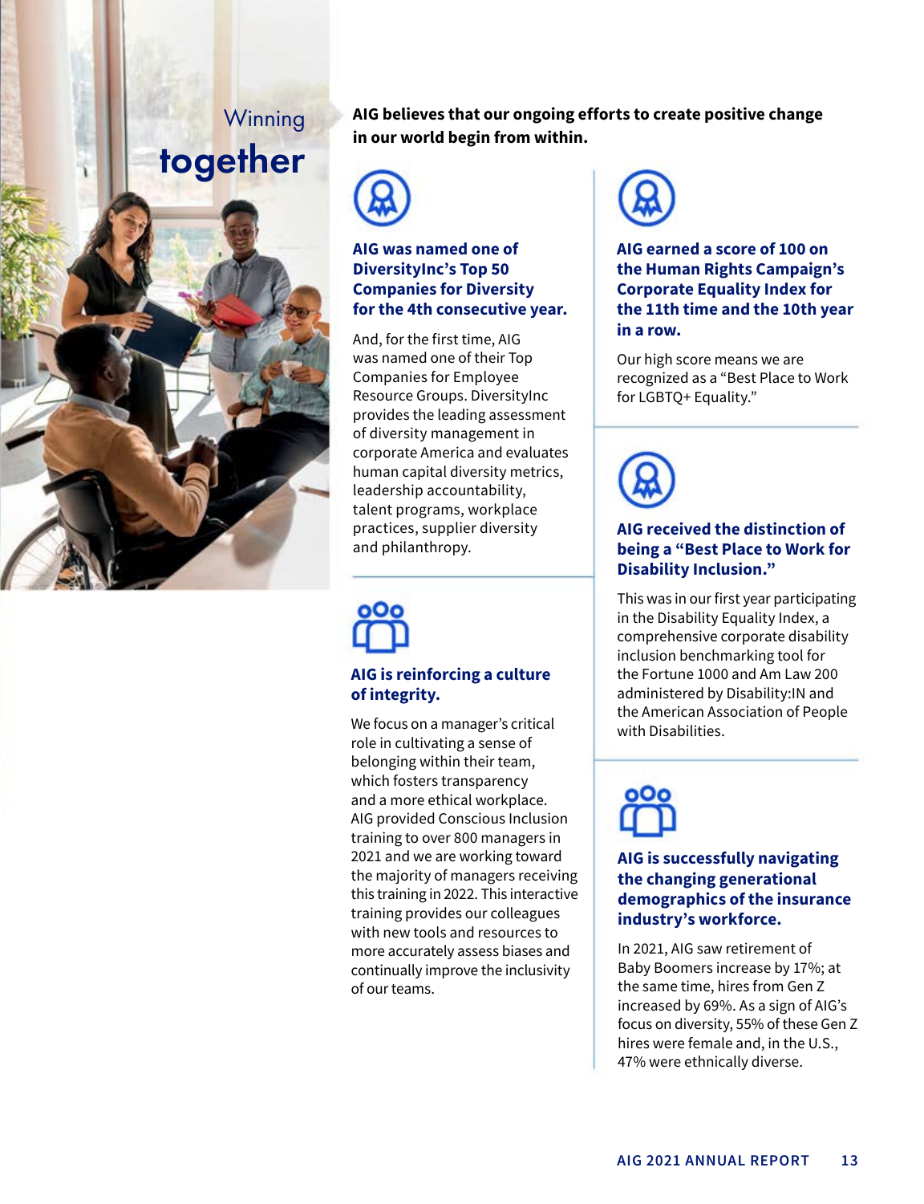# Winning together

**AIG believes that our ongoing efforts to create positive change in our world begin from within.**

### AIG was named one of DiversityInc's Top 50 Companies for Diversity for the 4th consecutive year.

And, for the first time, AIG was named one of their Top Companies for Employee Resource Groups. DiversityInc provides the leading assessment of diversity management in corporate America and evaluates human capital diversity metrics, leadership accountability, talent programs, workplace practices, supplier diversity and philanthropy.

### AIG is reinforcing a culture of integrity.

We focus on a manager's critical role in cultivating a sense of belonging within their team, which fosters transparency and a more ethical workplace. AIG provided Conscious Inclusion training to over 800 managers in 2021 and we are working toward the majority of managers receiving this training in 2022. This interactive training provides our colleagues with new tools and resources to more accurately assess biases and continually improve the inclusivity of our teams.

### AIG earned a score of 100 on the Human Rights Campaign's Corporate Equality Index for the 11th time and the 10th year in a row.

Our high score means we are recognized as a "Best Place to Work for LGBTQ+ Equality."

### AIG received the distinction of being a "Best Place to Work for Disability Inclusion."

This was in our first year participating in the Disability Equality Index, a comprehensive corporate disability inclusion benchmarking tool for the Fortune 1000 and Am Law 200 administered by Disability:IN and the American Association of People with Disabilities.

### AIG is successfully navigating the changing demographics of the insurance industry's workforce.

In 2021, AIG saw retirement of Baby Boomers increase by 17%; at the same time, hires from Gen Z increased by 69%. As a sign of AIG's focus on diversity, 55% of these Gen Z hires were female and, in the U.S., 47% were ethnically diverse.